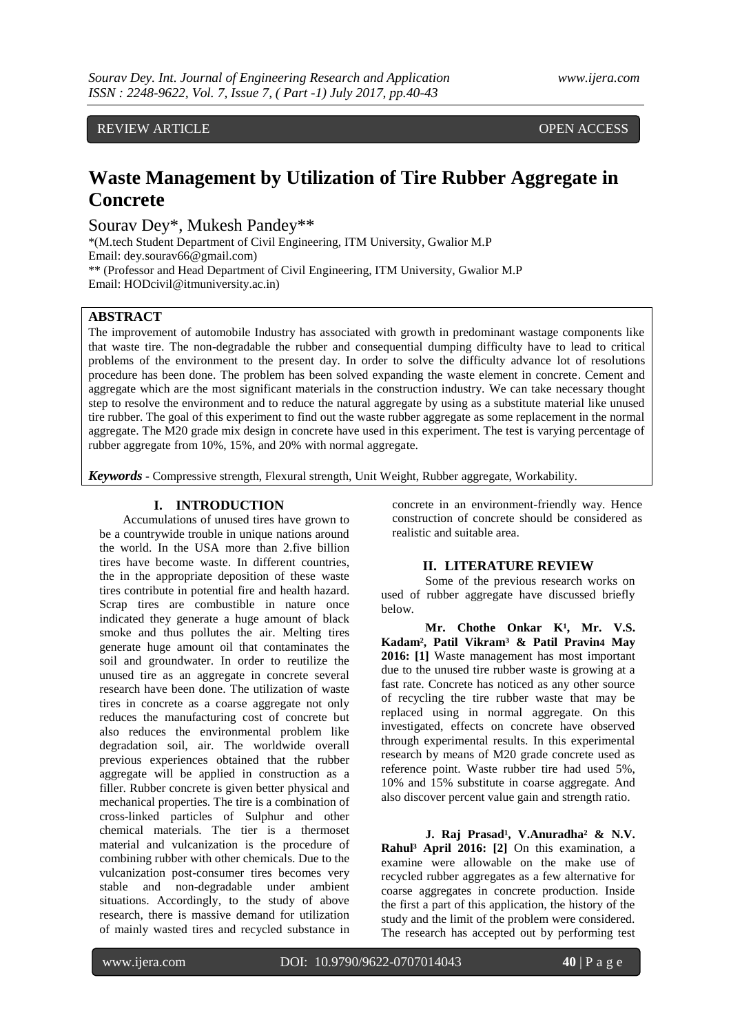REVIEW ARTICLE OPEN ACCESS

# Waste Management by Utilization of Tire Rubber Aggregate in Concrete

Sourav Dey*, Mukesh Pandey**

*(M.tech Student Department of Civil Engineering, ITM University, Gwalior M.P
Email: dey.sourav66@gmail.com)
** (Professor and Head Department of Civil Engineering, ITM University, Gwalior M.P
Email: HODcivil@itmuniversity.ac.in)

## ABSTRACT

The improvement of automobile Industry has associated with growth in predominant wastage components like that waste tire. The non-degradable the rubber and consequential dumping difficulty have to lead to critical problems of the environment to the present day. In order to solve the difficulty advance lot of resolutions procedure has been done. The problem has been solved expanding the waste element in concrete. Cement and aggregate which are the most significant materials in the construction industry. We can take necessary thought step to resolve the environment and to reduce the natural aggregate by using as a substitute material like unused tire rubber. The goal of this experiment to find out the waste rubber aggregate as some replacement in the normal aggregate. The M20 grade mix design in concrete have used in this experiment. The test is varying percentage of rubber aggregate from 10%, 15%, and 20% with normal aggregate.

***Keywords* -** Compressive strength, Flexural strength, Unit Weight, Rubber aggregate, Workability.

## I. INTRODUCTION

Accumulations of unused tires have grown to be a countrywide trouble in unique nations around the world. In the USA more than 2.five billion tires have become waste. In different countries, the in the appropriate deposition of these waste tires contribute in potential fire and health hazard. Scrap tires are combustible in nature once indicated they generate a huge amount of black smoke and thus pollutes the air. Melting tires generate huge amount oil that contaminates the soil and groundwater. In order to reutilize the unused tire as an aggregate in concrete several research have been done. The utilization of waste tires in concrete as a coarse aggregate not only reduces the manufacturing cost of concrete but also reduces the environmental problem like degradation soil, air. The worldwide overall previous experiences obtained that the rubber aggregate will be applied in construction as a filler. Rubber concrete is given better physical and mechanical properties. The tire is a combination of cross-linked particles of Sulphur and other chemical materials. The tier is a thermoset material and vulcanization is the procedure of combining rubber with other chemicals. Due to the vulcanization post-consumer tires becomes very stable and non-degradable under ambient situations. Accordingly, to the study of above research, there is massive demand for utilization of mainly wasted tires and recycled substance in concrete in an environment-friendly way. Hence construction of concrete should be considered as realistic and suitable area.

## II. LITERATURE REVIEW

Some of the previous research works on used of rubber aggregate have discussed briefly below.

**Mr. Chothe Onkar K[1], Mr. V.S. Kadam[2], Patil Vikram[3] & Patil Pravin[4] May 2016: [1]** Waste management has most important due to the unused tire rubber waste is growing at a fast rate. Concrete has noticed as any other source of recycling the tire rubber waste that may be replaced using in normal aggregate. On this investigated, effects on concrete have observed through experimental results. In this experimental research by means of M20 grade concrete used as reference point. Waste rubber tire had used 5%, 10% and 15% substitute in coarse aggregate. And also discover percent value gain and strength ratio.

**J. Raj Prasad[1], V.Anuradha[2] & N.V. Rahul[3] April 2016: [2]** On this examination, a examine were allowable on the make use of recycled rubber aggregates as a few alternative for coarse aggregates in concrete production. Inside the first a part of this application, the history of the study and the limit of the problem were considered. The research has accepted out by performing test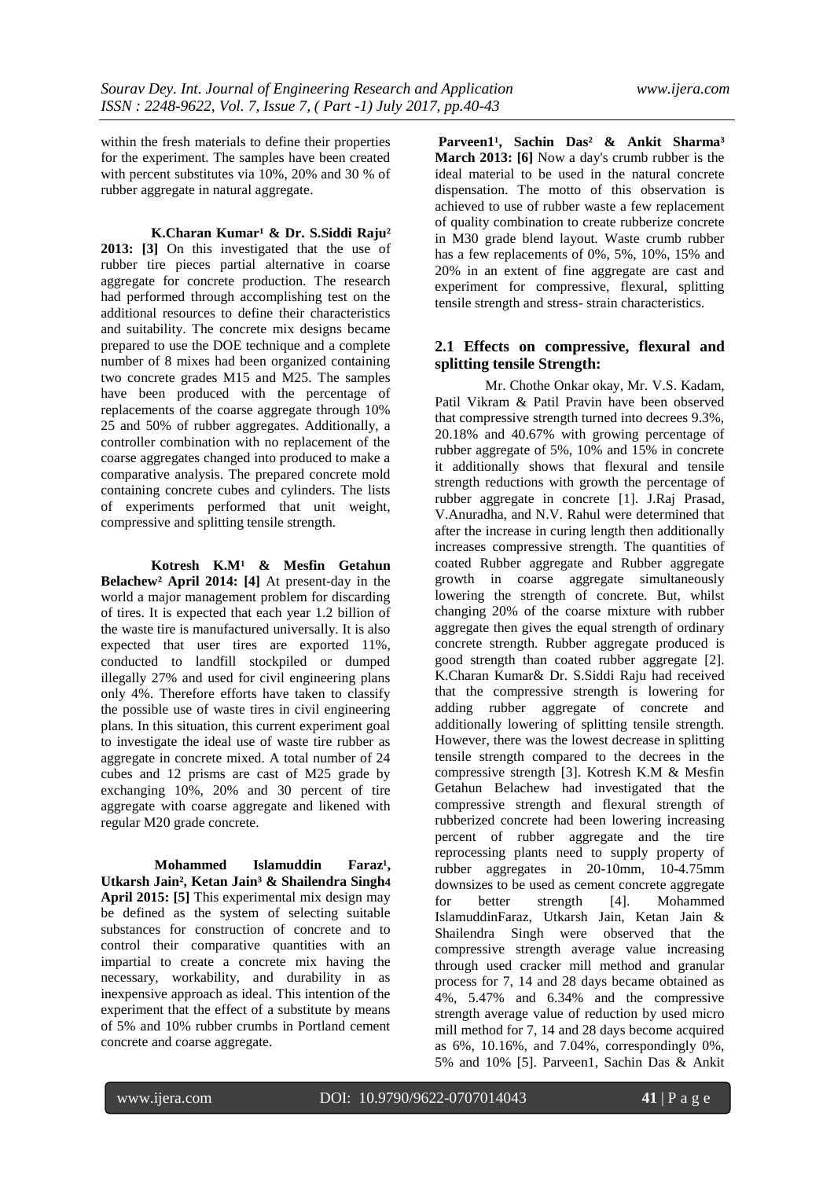within the fresh materials to define their properties for the experiment. The samples have been created with percent substitutes via 10%, 20% and 30 % of rubber aggregate in natural aggregate.

**K.Charan Kumar[1] & Dr. S.Siddi Raju[2] 2013: [3]** On this investigated that the use of rubber tire pieces partial alternative in coarse aggregate for concrete production. The research had performed through accomplishing test on the additional resources to define their characteristics and suitability. The concrete mix designs became prepared to use the DOE technique and a complete number of 8 mixes had been organized containing two concrete grades M15 and M25. The samples have been produced with the percentage of replacements of the coarse aggregate through 10% 25 and 50% of rubber aggregates. Additionally, a controller combination with no replacement of the coarse aggregates changed into produced to make a comparative analysis. The prepared concrete mold containing concrete cubes and cylinders. The lists of experiments performed that unit weight, compressive and splitting tensile strength.

**Kotresh K.M[1] & Mesfin Getahun Belachew[2] April 2014: [4]** At present-day in the world a major management problem for discarding of tires. It is expected that each year 1.2 billion of the waste tire is manufactured universally. It is also expected that user tires are exported 11%, conducted to landfill stockpiled or dumped illegally 27% and used for civil engineering plans only 4%. Therefore efforts have taken to classify the possible use of waste tires in civil engineering plans. In this situation, this current experiment goal to investigate the ideal use of waste tire rubber as aggregate in concrete mixed. A total number of 24 cubes and 12 prisms are cast of M25 grade by exchanging 10%, 20% and 30 percent of tire aggregate with coarse aggregate and likened with regular M20 grade concrete.

**Mohammed Islamuddin Faraz[1], Utkarsh Jain[2], Ketan Jain[3] & Shailendra Singh[4] April 2015: [5]** This experimental mix design may be defined as the system of selecting suitable substances for construction of concrete and to control their comparative quantities with an impartial to create a concrete mix having the necessary, workability, and durability in as inexpensive approach as ideal. This intention of the experiment that the effect of a substitute by means of 5% and 10% rubber crumbs in Portland cement concrete and coarse aggregate.

**Parveen1[1], Sachin Das[2] & Ankit Sharma[3] March 2013: [6]** Now a day's crumb rubber is the ideal material to be used in the natural concrete dispensation. The motto of this observation is achieved to use of rubber waste a few replacement of quality combination to create rubberize concrete in M30 grade blend layout. Waste crumb rubber has a few replacements of 0%, 5%, 10%, 15% and 20% in an extent of fine aggregate are cast and experiment for compressive, flexural, splitting tensile strength and stress- strain characteristics.

## 2.1 Effects on compressive, flexural and splitting tensile Strength:

Mr. Chothe Onkar okay, Mr. V.S. Kadam, Patil Vikram & Patil Pravin have been observed that compressive strength turned into decrees 9.3%, 20.18% and 40.67% with growing percentage of rubber aggregate of 5%, 10% and 15% in concrete it additionally shows that flexural and tensile strength reductions with growth the percentage of rubber aggregate in concrete [1]. J.Raj Prasad, V.Anuradha, and N.V. Rahul were determined that after the increase in curing length then additionally increases compressive strength. The quantities of coated Rubber aggregate and Rubber aggregate growth in coarse aggregate simultaneously lowering the strength of concrete. But, whilst changing 20% of the coarse mixture with rubber aggregate then gives the equal strength of ordinary concrete strength. Rubber aggregate produced is good strength than coated rubber aggregate [2]. K.Charan Kumar& Dr. S.Siddi Raju had received that the compressive strength is lowering for adding rubber aggregate of concrete and additionally lowering of splitting tensile strength. However, there was the lowest decrease in splitting tensile strength compared to the decrees in the compressive strength [3]. Kotresh K.M & Mesfin Getahun Belachew had investigated that the compressive strength and flexural strength of rubberized concrete had been lowering increasing percent of rubber aggregate and the tire reprocessing plants need to supply property of rubber aggregates in 20-10mm, 10-4.75mm downsizes to be used as cement concrete aggregate for better strength [4]. Mohammed IslamuddinFaraz, Utkarsh Jain, Ketan Jain & Shailendra Singh were observed that the compressive strength average value increasing through used cracker mill method and granular process for 7, 14 and 28 days became obtained as 4%, 5.47% and 6.34% and the compressive strength average value of reduction by used micro mill method for 7, 14 and 28 days become acquired as 6%, 10.16%, and 7.04%, correspondingly 0%, 5% and 10% [5]. Parveen1, Sachin Das & Ankit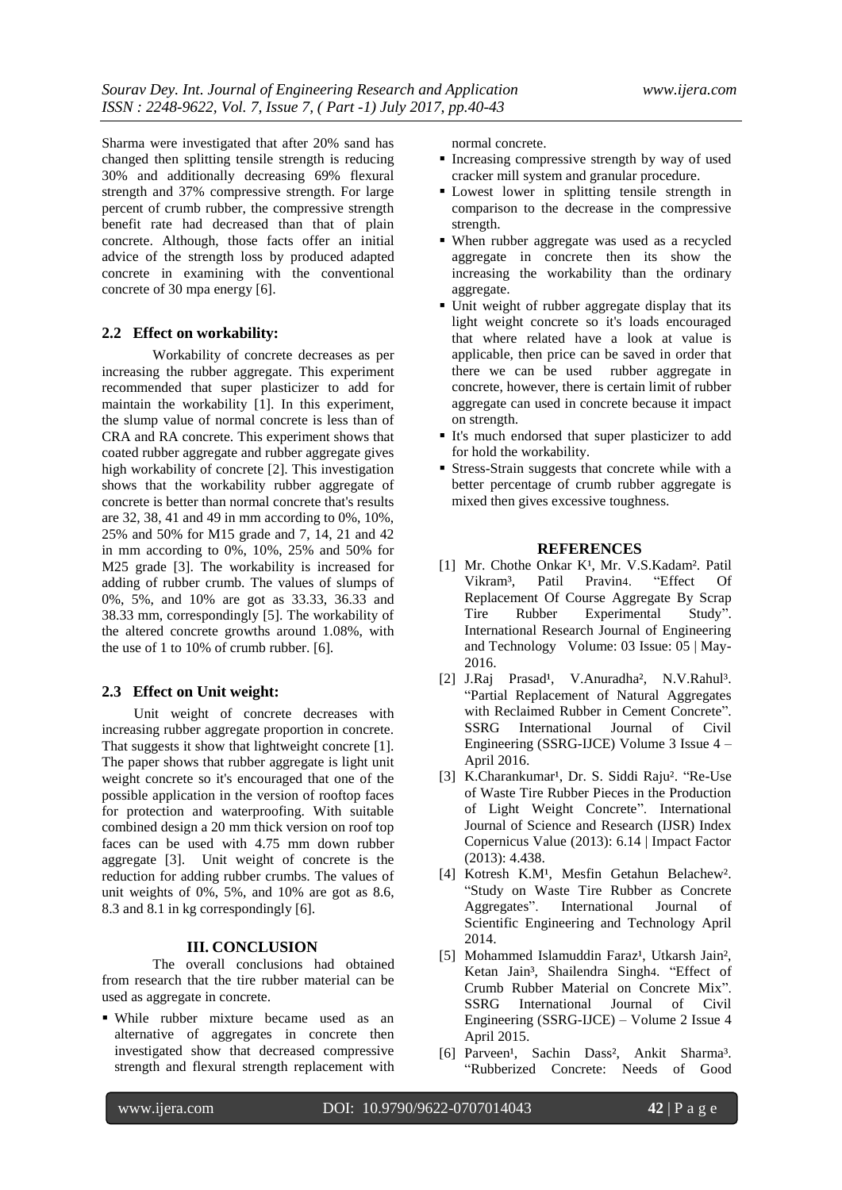Sharma were investigated that after 20% sand has changed then splitting tensile strength is reducing 30% and additionally decreasing 69% flexural strength and 37% compressive strength. For large percent of crumb rubber, the compressive strength benefit rate had decreased than that of plain concrete. Although, those facts offer an initial advice of the strength loss by produced adapted concrete in examining with the conventional concrete of 30 mpa energy [6].

### 2.2 Effect on workability:

Workability of concrete decreases as per increasing the rubber aggregate. This experiment recommended that super plasticizer to add for maintain the workability [1]. In this experiment, the slump value of normal concrete is less than of CRA and RA concrete. This experiment shows that coated rubber aggregate and rubber aggregate gives high workability of concrete [2]. This investigation shows that the workability rubber aggregate of concrete is better than normal concrete that's results are 32, 38, 41 and 49 in mm according to 0%, 10%, 25% and 50% for M15 grade and 7, 14, 21 and 42 in mm according to 0%, 10%, 25% and 50% for M25 grade [3]. The workability is increased for adding of rubber crumb. The values of slumps of 0%, 5%, and 10% are got as 33.33, 36.33 and 38.33 mm, correspondingly [5]. The workability of the altered concrete growths around 1.08%, with the use of 1 to 10% of crumb rubber. [6].

### 2.3 Effect on Unit weight:

Unit weight of concrete decreases with increasing rubber aggregate proportion in concrete. That suggests it show that lightweight concrete [1]. The paper shows that rubber aggregate is light unit weight concrete so it's encouraged that one of the possible application in the version of rooftop faces for protection and waterproofing. With suitable combined design a 20 mm thick version on roof top faces can be used with 4.75 mm down rubber aggregate [3]. Unit weight of concrete is the reduction for adding rubber crumbs. The values of unit weights of 0%, 5%, and 10% are got as 8.6, 8.3 and 8.1 in kg correspondingly [6].

## III. CONCLUSION

The overall conclusions had obtained from research that the tire rubber material can be used as aggregate in concrete.

- While rubber mixture became used as an alternative of aggregates in concrete then investigated show that decreased compressive strength and flexural strength replacement with normal concrete.
- Increasing compressive strength by way of used cracker mill system and granular procedure.
- Lowest lower in splitting tensile strength in comparison to the decrease in the compressive strength.
- When rubber aggregate was used as a recycled aggregate in concrete then its show the increasing the workability than the ordinary aggregate.
- Unit weight of rubber aggregate display that its light weight concrete so it's loads encouraged that where related have a look at value is applicable, then price can be saved in order that there we can be used rubber aggregate in concrete, however, there is certain limit of rubber aggregate can used in concrete because it impact on strength.
- It's much endorsed that super plasticizer to add for hold the workability.
- Stress-Strain suggests that concrete while with a better percentage of crumb rubber aggregate is mixed then gives excessive toughness.

## REFERENCES

[1] Mr. Chothe Onkar K[1], Mr. V.S.Kadam[2]. Patil Vikram[3], Patil Pravin4. "Effect Of Replacement Of Course Aggregate By Scrap Tire Rubber Experimental Study". International Research Journal of Engineering and Technology Volume: 03 Issue: 05 | May-2016.

[2] J.Raj Prasad[1], V.Anuradha[2], N.V.Rahul[3]. "Partial Replacement of Natural Aggregates with Reclaimed Rubber in Cement Concrete". SSRG International Journal of Civil Engineering (SSRG-IJCE) Volume 3 Issue 4 – April 2016.

[3] K.Charankumar[1], Dr. S. Siddi Raju[2]. "Re-Use of Waste Tire Rubber Pieces in the Production of Light Weight Concrete". International Journal of Science and Research (IJSR) Index Copernicus Value (2013): 6.14 | Impact Factor (2013): 4.438.

[4] Kotresh K.M[1], Mesfin Getahun Belachew[2]. "Study on Waste Tire Rubber as Concrete Aggregates". International Journal of Scientific Engineering and Technology April 2014.

[5] Mohammed Islamuddin Faraz[1], Utkarsh Jain[2], Ketan Jain[3], Shailendra Singh4. "Effect of Crumb Rubber Material on Concrete Mix". SSRG International Journal of Civil Engineering (SSRG-IJCE) – Volume 2 Issue 4 April 2015.

[6] Parveen[1], Sachin Dass[2], Ankit Sharma[3]. "Rubberized Concrete: Needs of Good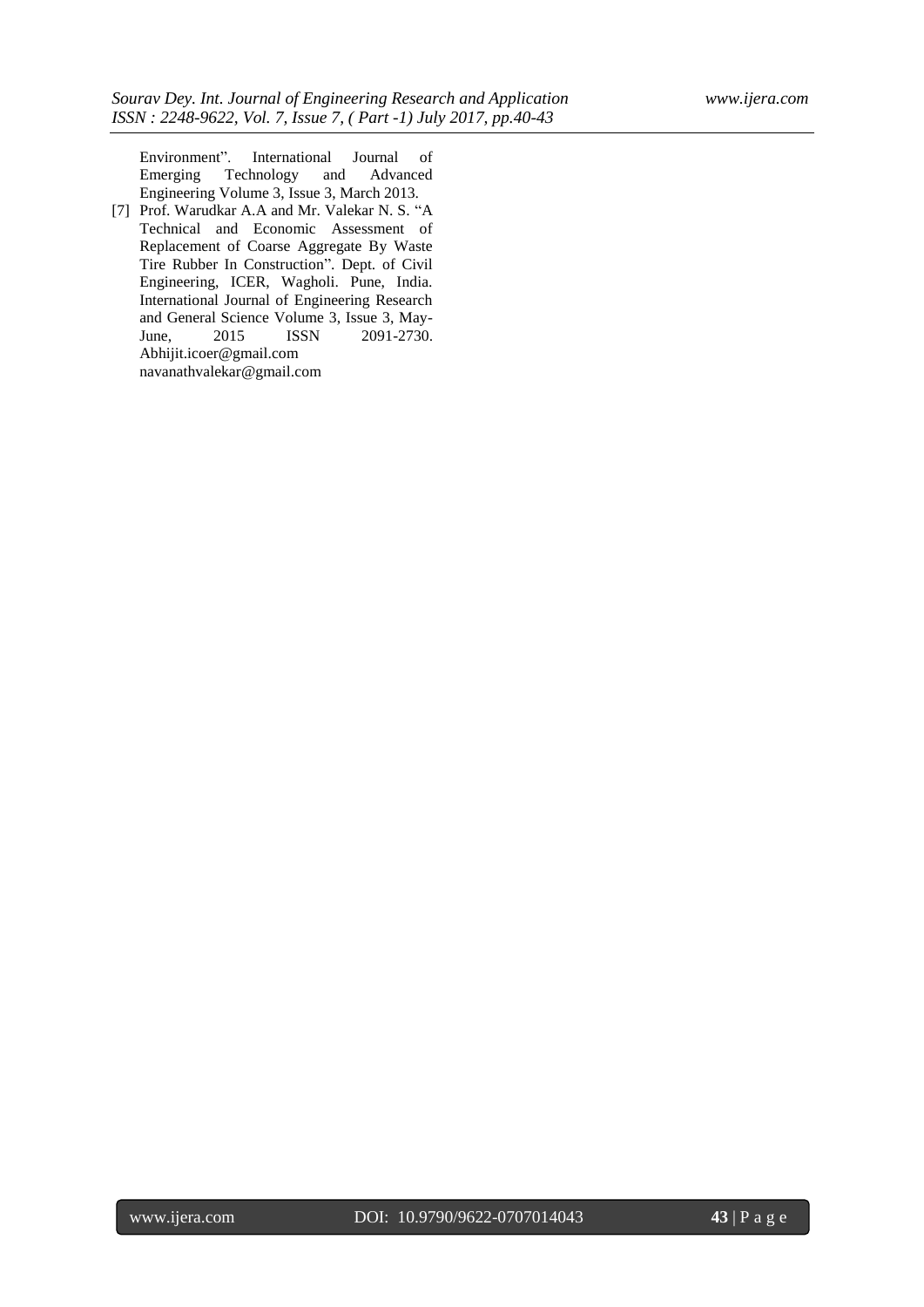Environment". International Journal of Emerging Technology and Advanced Engineering Volume 3, Issue 3, March 2013.

[7] Prof. Warudkar A.A and Mr. Valekar N. S. "A Technical and Economic Assessment of Replacement of Coarse Aggregate By Waste Tire Rubber In Construction". Dept. of Civil Engineering, ICER, Wagholi. Pune, India. International Journal of Engineering Research and General Science Volume 3, Issue 3, May-June, 2015 ISSN 2091-2730. Abhijit.icoer@gmail.com navanathvalekar@gmail.com